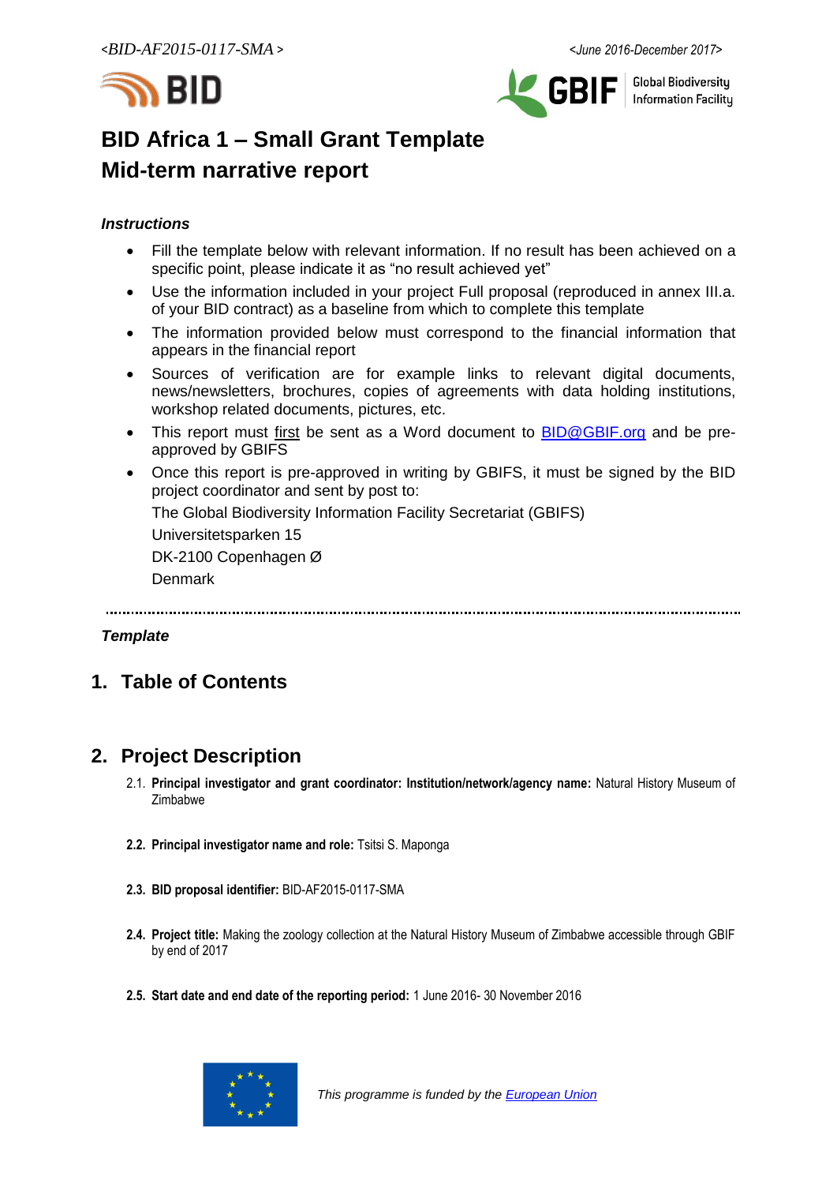# BID Africa 1 – Small Grant Template
# Mid-term narrative report

***Instructions***

- Fill the template below with relevant information. If no result has been achieved on a specific point, please indicate it as "no result achieved yet"
- Use the information included in your project Full proposal (reproduced in annex III.a. of your BID contract) as a baseline from which to complete this template
- The information provided below must correspond to the financial information that appears in the financial report
- Sources of verification are for example links to relevant digital documents, news/newsletters, brochures, copies of agreements with data holding institutions, workshop related documents, pictures, etc.
- This report must first be sent as a Word document to BID@GBIF.org and be pre-approved by GBIFS
- Once this report is pre-approved in writing by GBIFS, it must be signed by the BID project coordinator and sent by post to:

  The Global Biodiversity Information Facility Secretariat (GBIFS)

  Universitetsparken 15

  DK-2100 Copenhagen Ø

  Denmark

***Template***

## 1. Table of Contents

## 2. Project Description

2.1. **Principal investigator and grant coordinator: Institution/network/agency name:** Natural History Museum of Zimbabwe

2.2. **Principal investigator name and role:** Tsitsi S. Maponga

2.3. **BID proposal identifier:** BID-AF2015-0117-SMA

2.4. **Project title:** Making the zoology collection at the Natural History Museum of Zimbabwe accessible through GBIF by end of 2017

2.5. **Start date and end date of the reporting period:** 1 June 2016- 30 November 2016

*This programme is funded by the European Union*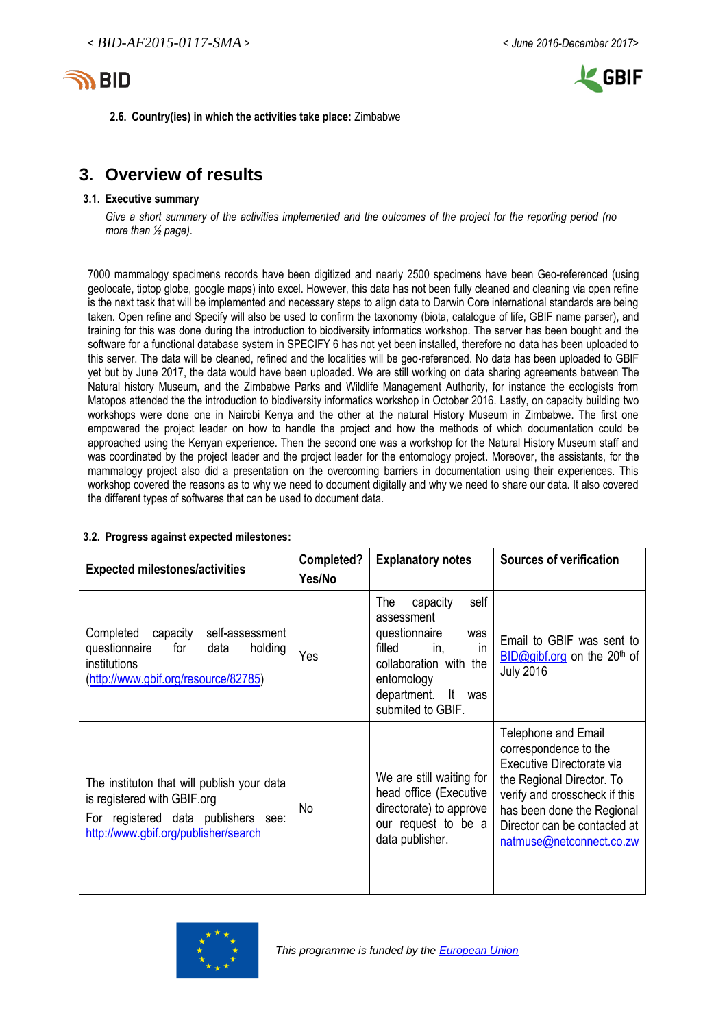**2.6. Country(ies) in which the activities take place:** Zimbabwe

## 3. Overview of results

### 3.1. Executive summary

*Give a short summary of the activities implemented and the outcomes of the project for the reporting period (no more than ½ page).*

7000 mammalogy specimens records have been digitized and nearly 2500 specimens have been Geo-referenced (using geolocate, tiptop globe, google maps) into excel. However, this data has not been fully cleaned and cleaning via open refine is the next task that will be implemented and necessary steps to align data to Darwin Core international standards are being taken. Open refine and Specify will also be used to confirm the taxonomy (biota, catalogue of life, GBIF name parser), and training for this was done during the introduction to biodiversity informatics workshop. The server has been bought and the software for a functional database system in SPECIFY 6 has not yet been installed, therefore no data has been uploaded to this server. The data will be cleaned, refined and the localities will be geo-referenced. No data has been uploaded to GBIF yet but by June 2017, the data would have been uploaded. We are still working on data sharing agreements between The Natural history Museum, and the Zimbabwe Parks and Wildlife Management Authority, for instance the ecologists from Matopos attended the the introduction to biodiversity informatics workshop in October 2016. Lastly, on capacity building two workshops were done one in Nairobi Kenya and the other at the natural History Museum in Zimbabwe. The first one empowered the project leader on how to handle the project and how the methods of which documentation could be approached using the Kenyan experience. Then the second one was a workshop for the Natural History Museum staff and was coordinated by the project leader and the project leader for the entomology project. Moreover, the assistants, for the mammalogy project also did a presentation on the overcoming barriers in documentation using their experiences. This workshop covered the reasons as to why we need to document digitally and why we need to share our data. It also covered the different types of softwares that can be used to document data.

### 3.2. Progress against expected milestones:

| Expected milestones/activities | Completed? Yes/No | Explanatory notes | Sources of verification |
|---|---|---|---|
| Completed capacity self-assessment questionnaire for data holding institutions (http://www.gbif.org/resource/82785) | Yes | The capacity self assessment questionnaire was filled in, in collaboration with the entomology department. It was submited to GBIF. | Email to GBIF was sent to BID@gibf.org on the 20th of July 2016 |
| The instituton that will publish your data is registered with GBIF.org<br>For registered data publishers see: http://www.gbif.org/publisher/search | No | We are still waiting for head office (Executive directorate) to approve our request to be a data publisher. | Telephone and Email correspondence to the Executive Directorate via the Regional Director. To verify and crosscheck if this has been done the Regional Director can be contacted at natmuse@netconnect.co.zw |

*This programme is funded by the European Union*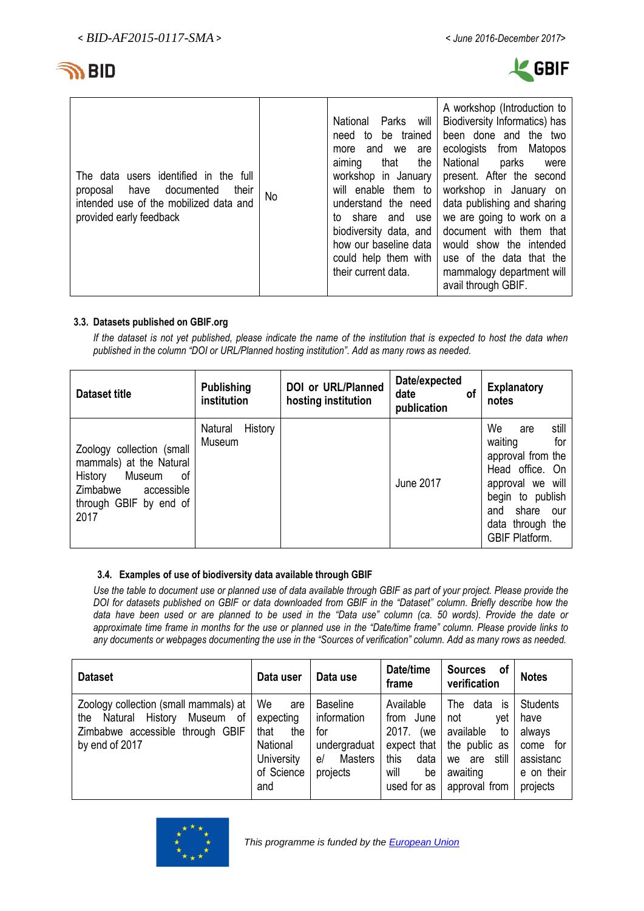| The data users identified in the full proposal have documented their intended use of the mobilized data and provided early feedback | No | National Parks will need to be trained more and we are aiming that the workshop in January will enable them to understand the need to share and use biodiversity data, and how our baseline data could help them with their current data. | A workshop (Introduction to Biodiversity Informatics) has been done and the two ecologists from Matopos National parks were present. After the second workshop in January on data publishing and sharing we are going to work on a document with them that would show the intended use of the data that the mammalogy department will avail through GBIF. |
|---|---|---|---|

#### 3.3. Datasets published on GBIF.org

*If the dataset is not yet published, please indicate the name of the institution that is expected to host the data when published in the column "DOI or URL/Planned hosting institution". Add as many rows as needed.*

| Dataset title | Publishing institution | DOI or URL/Planned hosting institution | Date/expected date of publication | Explanatory notes |
|---|---|---|---|---|
| Zoology collection (small mammals) at the Natural History Museum of Zimbabwe accessible through GBIF by end of 2017 | Natural History Museum | | June 2017 | We are still waiting for approval from the Head office. On approval we will begin to publish and share our data through the GBIF Platform. |

#### 3.4. Examples of use of biodiversity data available through GBIF

*Use the table to document use or planned use of data available through GBIF as part of your project. Please provide the DOI for datasets published on GBIF or data downloaded from GBIF in the "Dataset" column. Briefly describe how the data have been used or are planned to be used in the "Data use" column (ca. 50 words). Provide the date or approximate time frame in months for the use or planned use in the "Date/time frame" column. Please provide links to any documents or webpages documenting the use in the "Sources of verification" column. Add as many rows as needed.*

| Dataset | Data user | Data use | Date/time frame | Sources of verification | Notes |
|---|---|---|---|---|---|
| Zoology collection (small mammals) at the Natural History Museum of Zimbabwe accessible through GBIF by end of 2017 | We are expecting that the National University of Science and | Baseline information for undergraduate/ Masters projects | Available from June 2017. (we expect that this data will be used for as | The data is not yet available to the public as we are still awaiting approval from | Students have always come for assistance on their projects |

*This programme is funded by the European Union*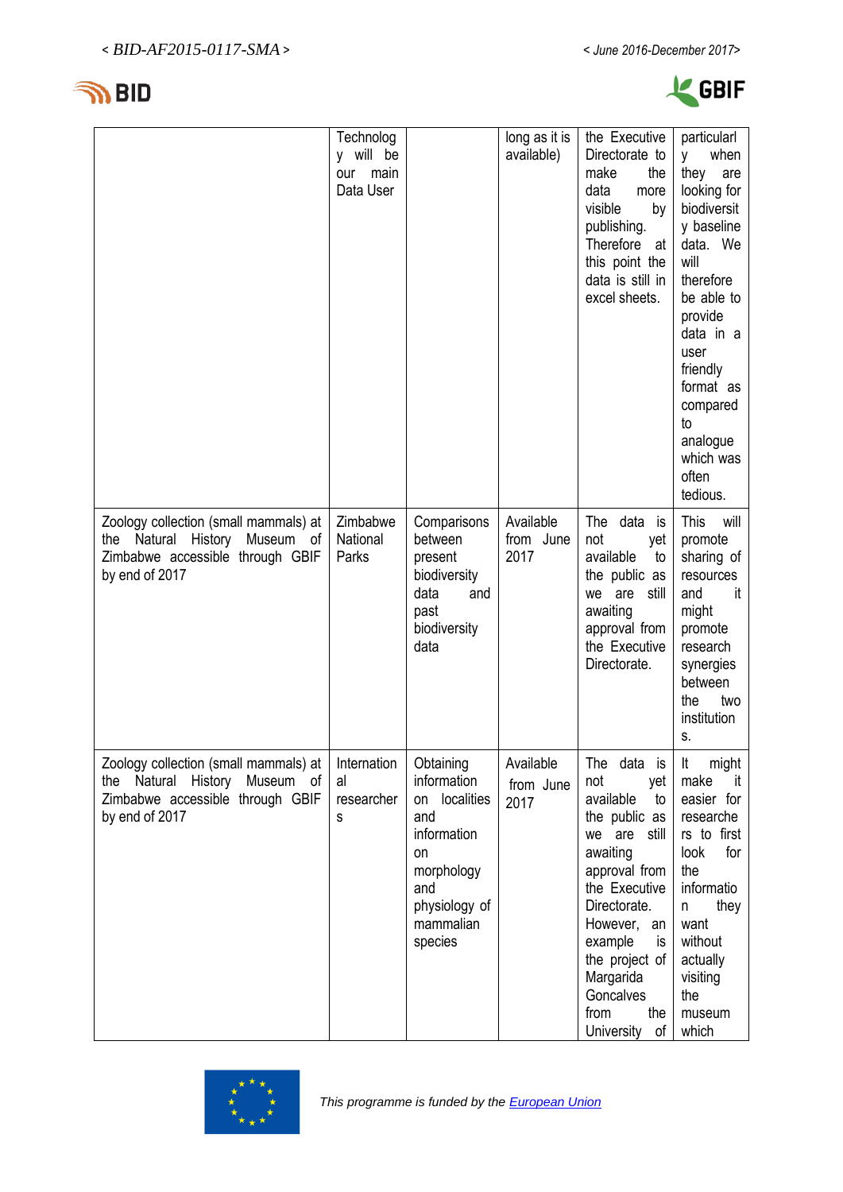| | | | | | |
|---|---|---|---|---|---|
| | Technology will be our main Data User | | long as it is available) | the Executive Directorate to make the data more visible by publishing. Therefore at this point the data is still in excel sheets. | particularly when they are looking for biodiversity baseline data. We will therefore be able to provide data in a user friendly format as compared to analogue which was often tedious. |
| Zoology collection (small mammals) at the Natural History Museum of Zimbabwe accessible through GBIF by end of 2017 | Zimbabwe National Parks | Comparisons between present biodiversity data and past biodiversity data | Available from June 2017 | The data is not yet available to the public as we are still awaiting approval from the Executive Directorate. | This will promote sharing of resources and it might promote research synergies between the two institutions. |
| Zoology collection (small mammals) at the Natural History Museum of Zimbabwe accessible through GBIF by end of 2017 | International researchers | Obtaining information on localities and information on morphology and physiology of mammalian species | Available from June 2017 | The data is not yet available to the public as we are still awaiting approval from the Executive Directorate. However, an example is the project of Margarida Goncalves from the University of | It might make it easier for researchers to first look for the information they want without actually visiting the museum which |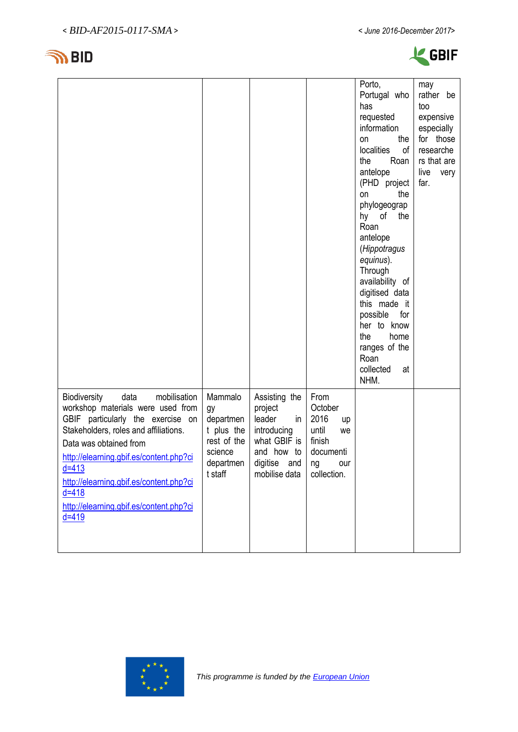| | | | | | |
|---|---|---|---|---|---|
| | | | | Porto, Portugal who has requested information on the localities of the Roan antelope (PHD project on the phylogeography of the Roan antelope (*Hippotragus equinus*). Through availability of digitised data this made it possible for her to know the home ranges of the Roan collected at NHM. | may rather be too expensive especially for those researchers that are live very far. |
| Biodiversity data mobilisation workshop materials were used from GBIF particularly the exercise on Stakeholders, roles and affiliations.<br>Data was obtained from<br>http://elearning.gbif.es/content.php?cid=413<br>http://elearning.gbif.es/content.php?cid=418<br>http://elearning.gbif.es/content.php?cid=419 | Mammalogy department plus the rest of the science department staff | Assisting the project leader in introducing what GBIF is and how to digitise and mobilise data | From October 2016 up until we finish documenting our collection. | | |

This programme is funded by the European Union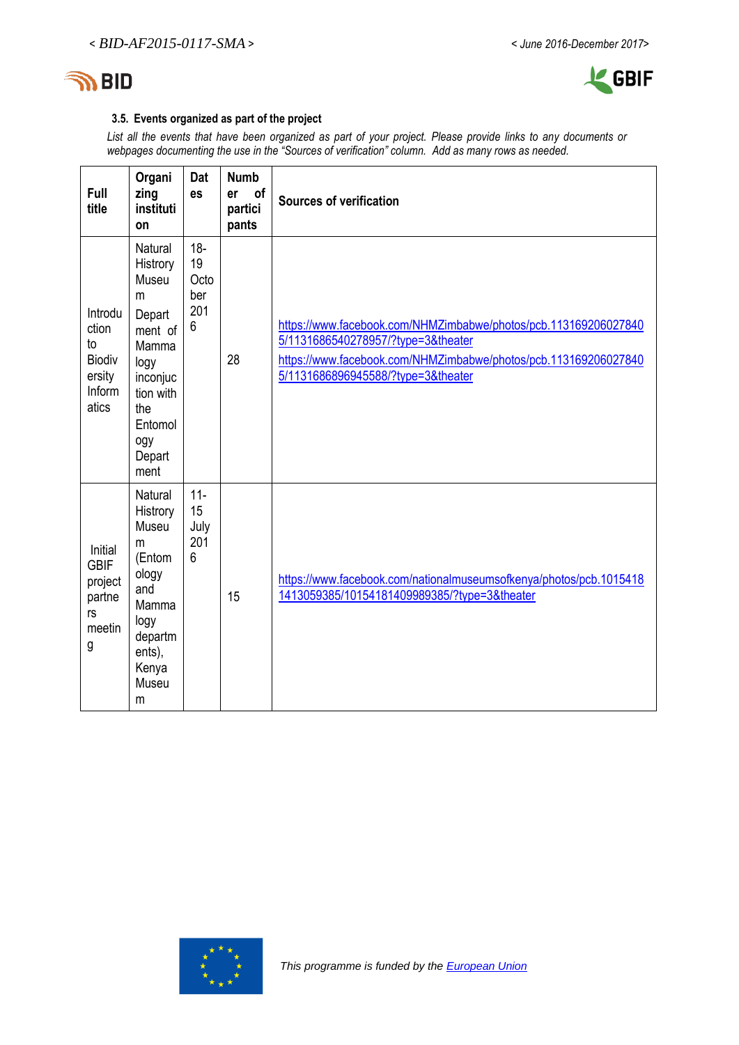### 3.5. Events organized as part of the project

*List all the events that have been organized as part of your project. Please provide links to any documents or webpages documenting the use in the "Sources of verification" column. Add as many rows as needed.*

| Full title | Organizing institution | Dates | Number of participants | Sources of verification |
|---|---|---|---|---|
| Introduction to Biodiversity Informatics | Natural Histrory Museum Department of Mammalogy inconjuction with the Entomology Department | 18-19 October 2016 | 28 | https://www.facebook.com/NHMZimbabwe/photos/pcb.1131692060278405/1131686540278957/?type=3&theater https://www.facebook.com/NHMZimbabwe/photos/pcb.1131692060278405/1131686896945588/?type=3&theater |
| Initial GBIF project partners meeting | Natural Histrory Museum (Entomology and Mammalogy departments), Kenya Museum | 11-15 July 2016 | 15 | https://www.facebook.com/nationalmuseumsofkenya/photos/pcb.10154181413059385/10154181409989385/?type=3&theater |

*This programme is funded by the European Union*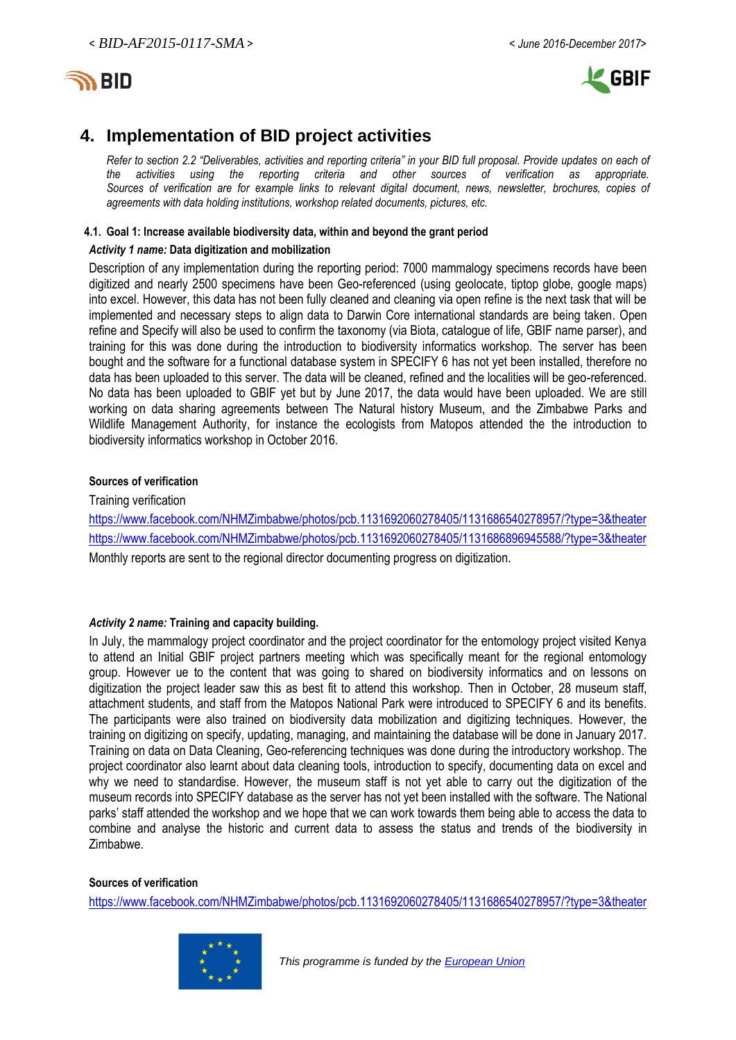## 4. Implementation of BID project activities

*Refer to section 2.2 "Deliverables, activities and reporting criteria" in your BID full proposal. Provide updates on each of the activities using the reporting criteria and other sources of verification as appropriate. Sources of verification are for example links to relevant digital document, news, newsletter, brochures, copies of agreements with data holding institutions, workshop related documents, pictures, etc.*

### 4.1. Goal 1: Increase available biodiversity data, within and beyond the grant period

***Activity 1 name:*** **Data digitization and mobilization**

Description of any implementation during the reporting period: 7000 mammalogy specimens records have been digitized and nearly 2500 specimens have been Geo-referenced (using geolocate, tiptop globe, google maps) into excel. However, this data has not been fully cleaned and cleaning via open refine is the next task that will be implemented and necessary steps to align data to Darwin Core international standards are being taken. Open refine and Specify will also be used to confirm the taxonomy (via Biota, catalogue of life, GBIF name parser), and training for this was done during the introduction to biodiversity informatics workshop. The server has been bought and the software for a functional database system in SPECIFY 6 has not yet been installed, therefore no data has been uploaded to this server. The data will be cleaned, refined and the localities will be geo-referenced. No data has been uploaded to GBIF yet but by June 2017, the data would have been uploaded. We are still working on data sharing agreements between The Natural history Museum, and the Zimbabwe Parks and Wildlife Management Authority, for instance the ecologists from Matopos attended the the introduction to biodiversity informatics workshop in October 2016.

**Sources of verification**

Training verification

https://www.facebook.com/NHMZimbabwe/photos/pcb.1131692060278405/1131686540278957/?type=3&theater
https://www.facebook.com/NHMZimbabwe/photos/pcb.1131692060278405/1131686896945588/?type=3&theater

Monthly reports are sent to the regional director documenting progress on digitization.

***Activity 2 name:*** **Training and capacity building.**

In July, the mammalogy project coordinator and the project coordinator for the entomology project visited Kenya to attend an Initial GBIF project partners meeting which was specifically meant for the regional entomology group. However ue to the content that was going to shared on biodiversity informatics and on lessons on digitization the project leader saw this as best fit to attend this workshop. Then in October, 28 museum staff, attachment students, and staff from the Matopos National Park were introduced to SPECIFY 6 and its benefits. The participants were also trained on biodiversity data mobilization and digitizing techniques. However, the training on digitizing on specify, updating, managing, and maintaining the database will be done in January 2017. Training on data on Data Cleaning, Geo-referencing techniques was done during the introductory workshop. The project coordinator also learnt about data cleaning tools, introduction to specify, documenting data on excel and why we need to standardise. However, the museum staff is not yet able to carry out the digitization of the museum records into SPECIFY database as the server has not yet been installed with the software. The National parks' staff attended the workshop and we hope that we can work towards them being able to access the data to combine and analyse the historic and current data to assess the status and trends of the biodiversity in Zimbabwe.

**Sources of verification**

https://www.facebook.com/NHMZimbabwe/photos/pcb.1131692060278405/1131686540278957/?type=3&theater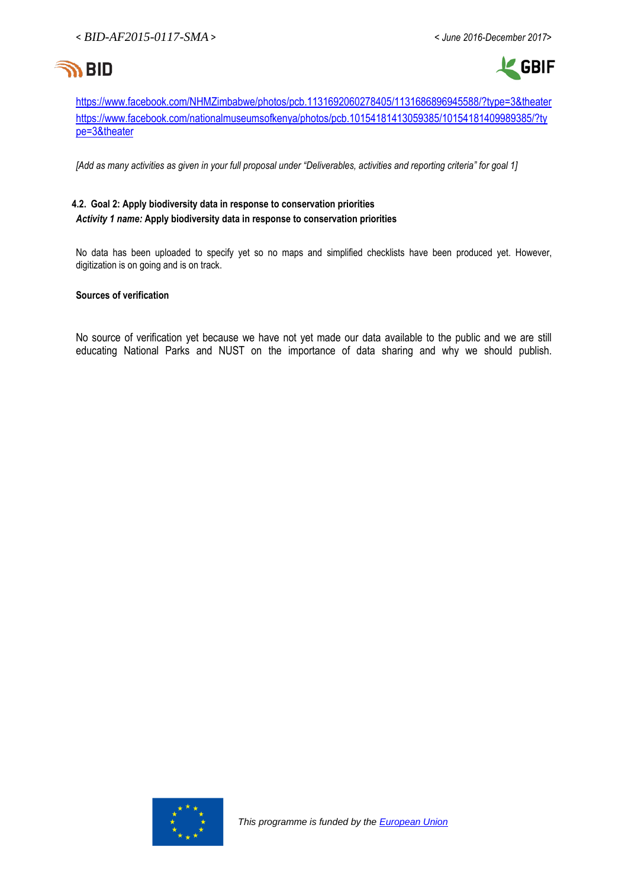https://www.facebook.com/NHMZimbabwe/photos/pcb.1131692060278405/1131686896945588/?type=3&theater
https://www.facebook.com/nationalmuseumsofkenya/photos/pcb.10154181413059385/10154181409989385/?type=3&theater

*[Add as many activities as given in your full proposal under "Deliverables, activities and reporting criteria" for goal 1]*

### 4.2. Goal 2: Apply biodiversity data in response to conservation priorities

***Activity 1 name:*** **Apply biodiversity data in response to conservation priorities**

No data has been uploaded to specify yet so no maps and simplified checklists have been produced yet. However, digitization is on going and is on track.

**Sources of verification**

No source of verification yet because we have not yet made our data available to the public and we are still educating National Parks and NUST on the importance of data sharing and why we should publish.

*This programme is funded by the European Union*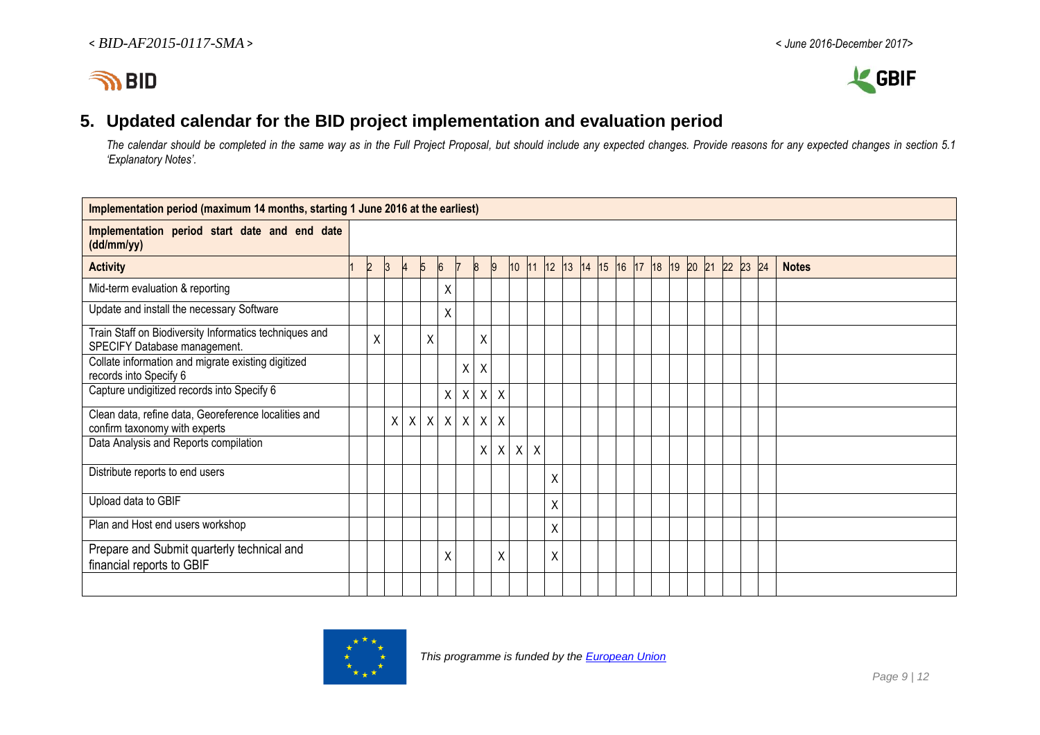## 5. Updated calendar for the BID project implementation and evaluation period

*The calendar should be completed in the same way as in the Full Project Proposal, but should include any expected changes. Provide reasons for any expected changes in section 5.1 'Explanatory Notes'.*

| **Implementation period (maximum 14 months, starting 1 June 2016 at the earliest)** | | | | | | | | | | | | | | | | | | | | | | | | | |
|---|---|---|---|---|---|---|---|---|---|---|---|---|---|---|---|---|---|---|---|---|---|---|---|---|---|
| **Implementation period start date and end date (dd/mm/yy)** | | | | | | | | | | | | | | | | | | | | | | | | | |
| **Activity** | 1 | 2 | 3 | 4 | 5 | 6 | 7 | 8 | 9 | 10 | 11 | 12 | 13 | 14 | 15 | 16 | 17 | 18 | 19 | 20 | 21 | 22 | 23 | 24 | **Notes** |
| Mid-term evaluation & reporting | | | | | | X | | | | | | | | | | | | | | | | | | | |
| Update and install the necessary Software | | | | | | X | | | | | | | | | | | | | | | | | | | |
| Train Staff on Biodiversity Informatics techniques and SPECIFY Database management. | | X | | | X | | | X | | | | | | | | | | | | | | | | | |
| Collate information and migrate existing digitized records into Specify 6 | | | | | | | X | X | | | | | | | | | | | | | | | | | |
| Capture undigitized records into Specify 6 | | | | | | X | X | X | X | | | | | | | | | | | | | | | | |
| Clean data, refine data, Georeference localities and confirm taxonomy with experts | | | X | X | X | X | X | X | X | | | | | | | | | | | | | | | | |
| Data Analysis and Reports compilation | | | | | | | | X | X | X | X | | | | | | | | | | | | | | |
| Distribute reports to end users | | | | | | | | | | | | X | | | | | | | | | | | | | |
| Upload data to GBIF | | | | | | | | | | | | X | | | | | | | | | | | | | |
| Plan and Host end users workshop | | | | | | | | | | | | X | | | | | | | | | | | | | |
| Prepare and Submit quarterly technical and financial reports to GBIF | | | | | | X | | | X | | | X | | | | | | | | | | | | | |
| | | | | | | | | | | | | | | | | | | | | | | | | | |

*This programme is funded by the European Union*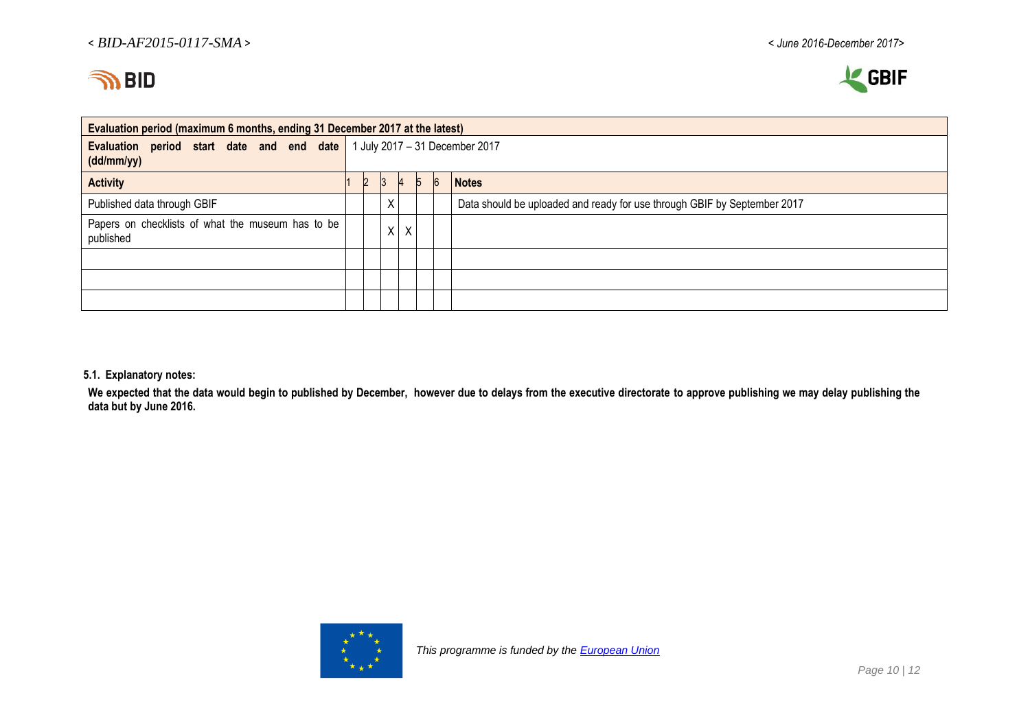| Evaluation period (maximum 6 months, ending 31 December 2017 at the latest) | | | | | | | |
|---|---|---|---|---|---|---|---|
| **Evaluation period start date and end date (dd/mm/yy)** | 1 July 2017 – 31 December 2017 | | | | | | |
| **Activity** | 1 | 2 | 3 | 4 | 5 | 6 | **Notes** |
| Published data through GBIF | | | X | | | | Data should be uploaded and ready for use through GBIF by September 2017 |
| Papers on checklists of what the museum has to be published | | | X | X | | | |
| | | | | | | | |
| | | | | | | | |
| | | | | | | | |

**5.1. Explanatory notes:**

**We expected that the data would begin to published by December, however due to delays from the executive directorate to approve publishing we may delay publishing the data but by June 2016.**

*This programme is funded by the European Union*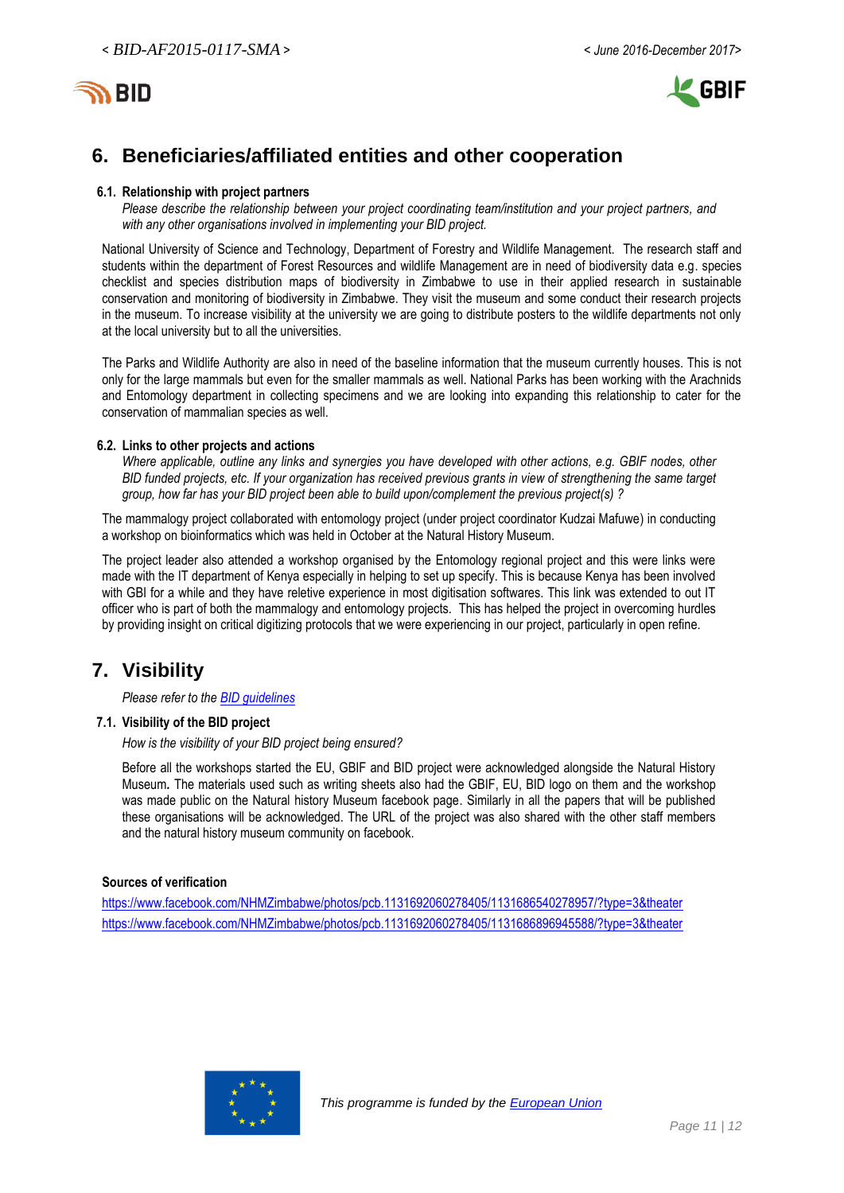## 6. Beneficiaries/affiliated entities and other cooperation

### 6.1. Relationship with project partners

*Please describe the relationship between your project coordinating team/institution and your project partners, and with any other organisations involved in implementing your BID project.*

National University of Science and Technology, Department of Forestry and Wildlife Management. The research staff and students within the department of Forest Resources and wildlife Management are in need of biodiversity data e.g. species checklist and species distribution maps of biodiversity in Zimbabwe to use in their applied research in sustainable conservation and monitoring of biodiversity in Zimbabwe. They visit the museum and some conduct their research projects in the museum. To increase visibility at the university we are going to distribute posters to the wildlife departments not only at the local university but to all the universities.

The Parks and Wildlife Authority are also in need of the baseline information that the museum currently houses. This is not only for the large mammals but even for the smaller mammals as well. National Parks has been working with the Arachnids and Entomology department in collecting specimens and we are looking into expanding this relationship to cater for the conservation of mammalian species as well.

### 6.2. Links to other projects and actions

*Where applicable, outline any links and synergies you have developed with other actions, e.g. GBIF nodes, other BID funded projects, etc. If your organization has received previous grants in view of strengthening the same target group, how far has your BID project been able to build upon/complement the previous project(s) ?*

The mammalogy project collaborated with entomology project (under project coordinator Kudzai Mafuwe) in conducting a workshop on bioinformatics which was held in October at the Natural History Museum.

The project leader also attended a workshop organised by the Entomology regional project and this were links were made with the IT department of Kenya especially in helping to set up specify. This is because Kenya has been involved with GBI for a while and they have reletive experience in most digitisation softwares. This link was extended to out IT officer who is part of both the mammalogy and entomology projects. This has helped the project in overcoming hurdles by providing insight on critical digitizing protocols that we were experiencing in our project, particularly in open refine.

## 7. Visibility

*Please refer to the [BID guidelines]*

### 7.1. Visibility of the BID project

*How is the visibility of your BID project being ensured?*

Before all the workshops started the EU, GBIF and BID project were acknowledged alongside the Natural History Museum**.** The materials used such as writing sheets also had the GBIF, EU, BID logo on them and the workshop was made public on the Natural history Museum facebook page. Similarly in all the papers that will be published these organisations will be acknowledged. The URL of the project was also shared with the other staff members and the natural history museum community on facebook.

**Sources of verification**

https://www.facebook.com/NHMZimbabwe/photos/pcb.1131692060278405/1131686540278957/?type=3&theater
https://www.facebook.com/NHMZimbabwe/photos/pcb.1131692060278405/1131686896945588/?type=3&theater

*This programme is funded by the [European Union]*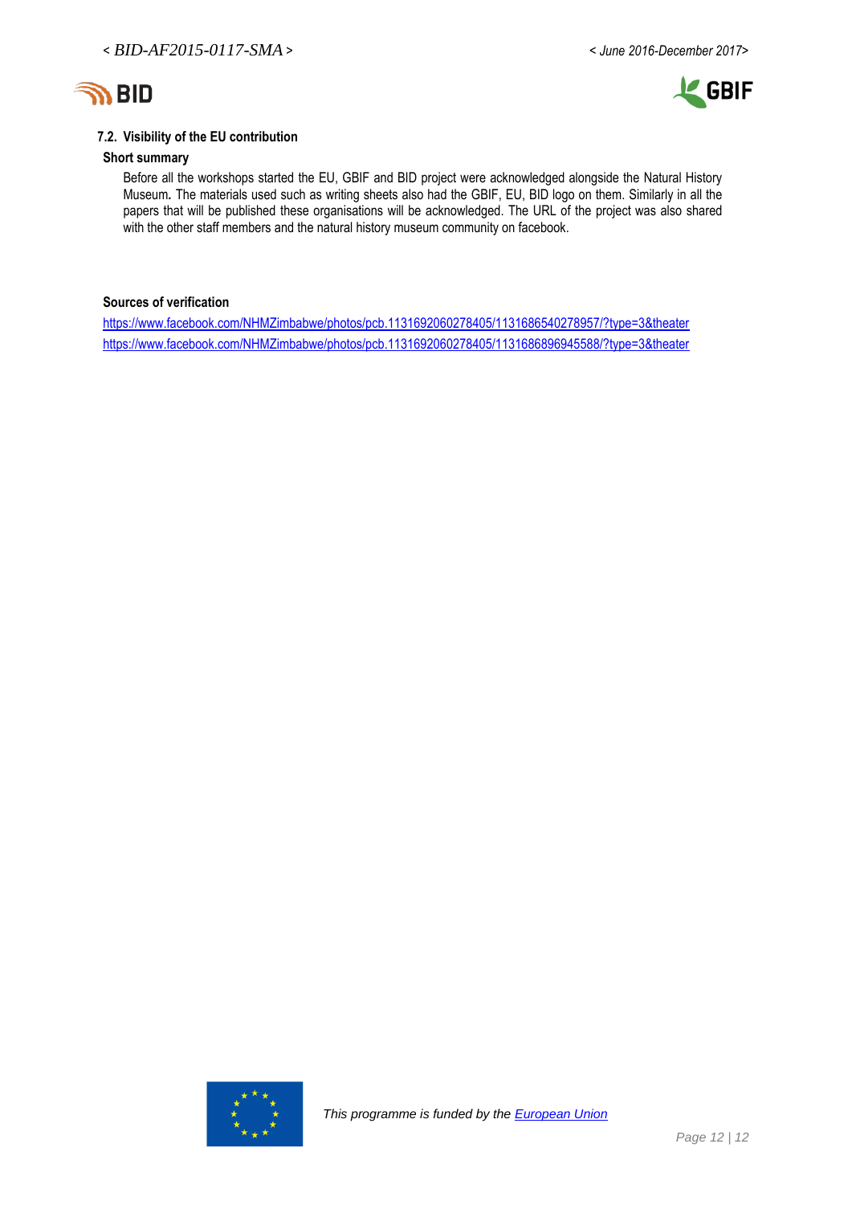### 7.2. Visibility of the EU contribution

**Short summary**

Before all the workshops started the EU, GBIF and BID project were acknowledged alongside the Natural History Museum**.** The materials used such as writing sheets also had the GBIF, EU, BID logo on them. Similarly in all the papers that will be published these organisations will be acknowledged. The URL of the project was also shared with the other staff members and the natural history museum community on facebook.

**Sources of verification**

https://www.facebook.com/NHMZimbabwe/photos/pcb.1131692060278405/1131686540278957/?type=3&theater
https://www.facebook.com/NHMZimbabwe/photos/pcb.1131692060278405/1131686896945588/?type=3&theater

*This programme is funded by the European Union*